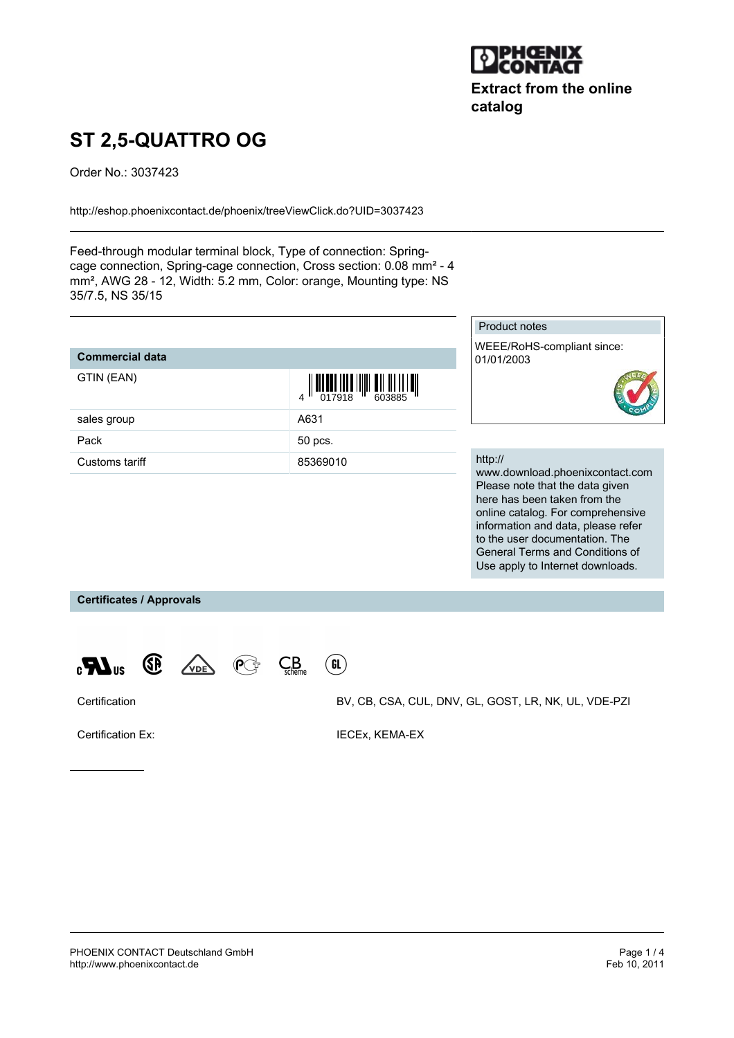Extract from the online catalog

# ST 2,5-QUATTRO OG

Order No.: 3037423

http://eshop.phoenixcontact.de/phoenix/treeViewClick.do?UID=3037423

Feed-through modular terminal block, Type of connection: Spring-cage connection, Spring-cage connection, Cross section: 0.08 mm² - 4 mm², AWG 28 - 12, Width: 5.2 mm, Color: orange, Mounting type: NS 35/7.5, NS 35/15

| Commercial data | |
|---|---|
| GTIN (EAN) | 4 017918 603885 |
| sales group | A631 |
| Pack | 50 pcs. |
| Customs tariff | 85369010 |

Product notes

WEEE/RoHS-compliant since: 01/01/2003

http://www.download.phoenixcontact.com
Please note that the data given here has been taken from the online catalog. For comprehensive information and data, please refer to the user documentation. The General Terms and Conditions of Use apply to Internet downloads.

## Certificates / Approvals

| | |
|---|---|
| Certification | BV, CB, CSA, CUL, DNV, GL, GOST, LR, NK, UL, VDE-PZI |
| Certification Ex: | IECEx, KEMA-EX |

PHOENIX CONTACT Deutschland GmbH
http://www.phoenixcontact.de

Feb 10, 2011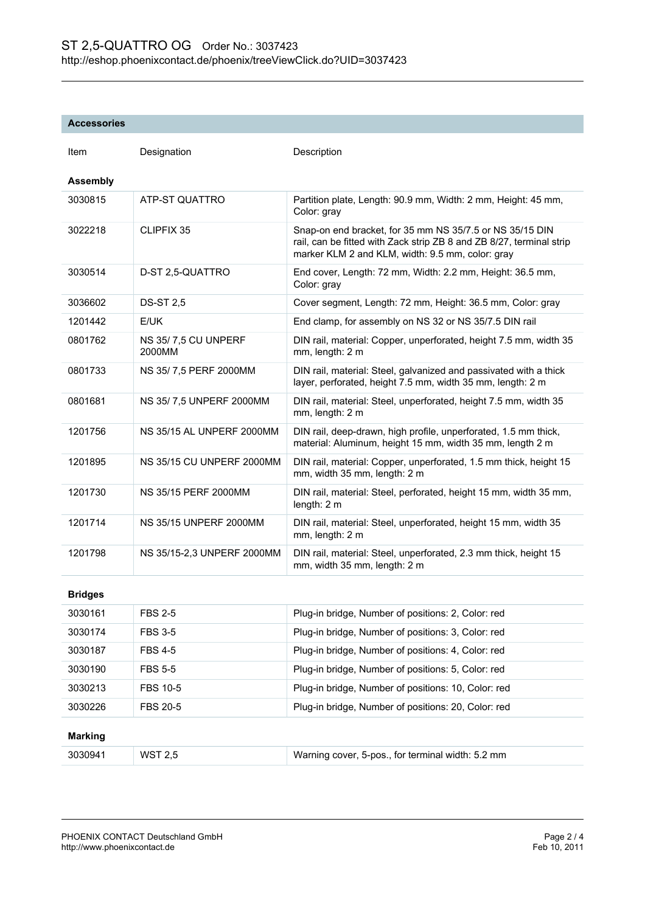## Accessories

| Item | Designation | Description |
| --- | --- | --- |
| **Assembly** | | |
| 3030815 | ATP-ST QUATTRO | Partition plate, Length: 90.9 mm, Width: 2 mm, Height: 45 mm, Color: gray |
| 3022218 | CLIPFIX 35 | Snap-on end bracket, for 35 mm NS 35/7.5 or NS 35/15 DIN rail, can be fitted with Zack strip ZB 8 and ZB 8/27, terminal strip marker KLM 2 and KLM, width: 9.5 mm, color: gray |
| 3030514 | D-ST 2,5-QUATTRO | End cover, Length: 72 mm, Width: 2.2 mm, Height: 36.5 mm, Color: gray |
| 3036602 | DS-ST 2,5 | Cover segment, Length: 72 mm, Height: 36.5 mm, Color: gray |
| 1201442 | E/UK | End clamp, for assembly on NS 32 or NS 35/7.5 DIN rail |
| 0801762 | NS 35/ 7,5 CU UNPERF 2000MM | DIN rail, material: Copper, unperforated, height 7.5 mm, width 35 mm, length: 2 m |
| 0801733 | NS 35/ 7,5 PERF 2000MM | DIN rail, material: Steel, galvanized and passivated with a thick layer, perforated, height 7.5 mm, width 35 mm, length: 2 m |
| 0801681 | NS 35/ 7,5 UNPERF 2000MM | DIN rail, material: Steel, unperforated, height 7.5 mm, width 35 mm, length: 2 m |
| 1201756 | NS 35/15 AL UNPERF 2000MM | DIN rail, deep-drawn, high profile, unperforated, 1.5 mm thick, material: Aluminum, height 15 mm, width 35 mm, length 2 m |
| 1201895 | NS 35/15 CU UNPERF 2000MM | DIN rail, material: Copper, unperforated, 1.5 mm thick, height 15 mm, width 35 mm, length: 2 m |
| 1201730 | NS 35/15 PERF 2000MM | DIN rail, material: Steel, perforated, height 15 mm, width 35 mm, length: 2 m |
| 1201714 | NS 35/15 UNPERF 2000MM | DIN rail, material: Steel, unperforated, height 15 mm, width 35 mm, length: 2 m |
| 1201798 | NS 35/15-2,3 UNPERF 2000MM | DIN rail, material: Steel, unperforated, 2.3 mm thick, height 15 mm, width 35 mm, length: 2 m |
| **Bridges** | | |
| 3030161 | FBS 2-5 | Plug-in bridge, Number of positions: 2, Color: red |
| 3030174 | FBS 3-5 | Plug-in bridge, Number of positions: 3, Color: red |
| 3030187 | FBS 4-5 | Plug-in bridge, Number of positions: 4, Color: red |
| 3030190 | FBS 5-5 | Plug-in bridge, Number of positions: 5, Color: red |
| 3030213 | FBS 10-5 | Plug-in bridge, Number of positions: 10, Color: red |
| 3030226 | FBS 20-5 | Plug-in bridge, Number of positions: 20, Color: red |
| **Marking** | | |
| 3030941 | WST 2,5 | Warning cover, 5-pos., for terminal width: 5.2 mm |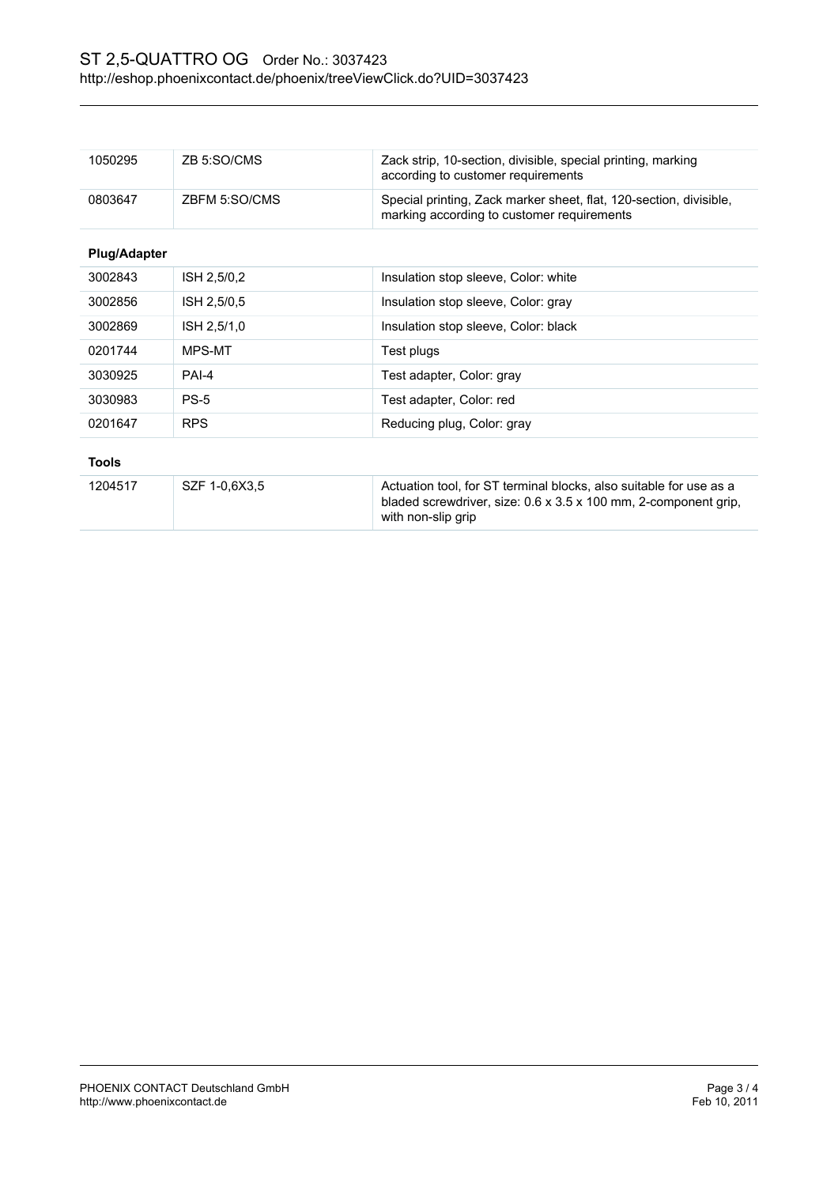| | | |
|---|---|---|
| 1050295 | ZB 5:SO/CMS | Zack strip, 10-section, divisible, special printing, marking according to customer requirements |
| 0803647 | ZBFM 5:SO/CMS | Special printing, Zack marker sheet, flat, 120-section, divisible, marking according to customer requirements |

**Plug/Adapter**

| | | |
|---|---|---|
| 3002843 | ISH 2,5/0,2 | Insulation stop sleeve, Color: white |
| 3002856 | ISH 2,5/0,5 | Insulation stop sleeve, Color: gray |
| 3002869 | ISH 2,5/1,0 | Insulation stop sleeve, Color: black |
| 0201744 | MPS-MT | Test plugs |
| 3030925 | PAI-4 | Test adapter, Color: gray |
| 3030983 | PS-5 | Test adapter, Color: red |
| 0201647 | RPS | Reducing plug, Color: gray |

**Tools**

| | | |
|---|---|---|
| 1204517 | SZF 1-0,6X3,5 | Actuation tool, for ST terminal blocks, also suitable for use as a bladed screwdriver, size: 0.6 x 3.5 x 100 mm, 2-component grip, with non-slip grip |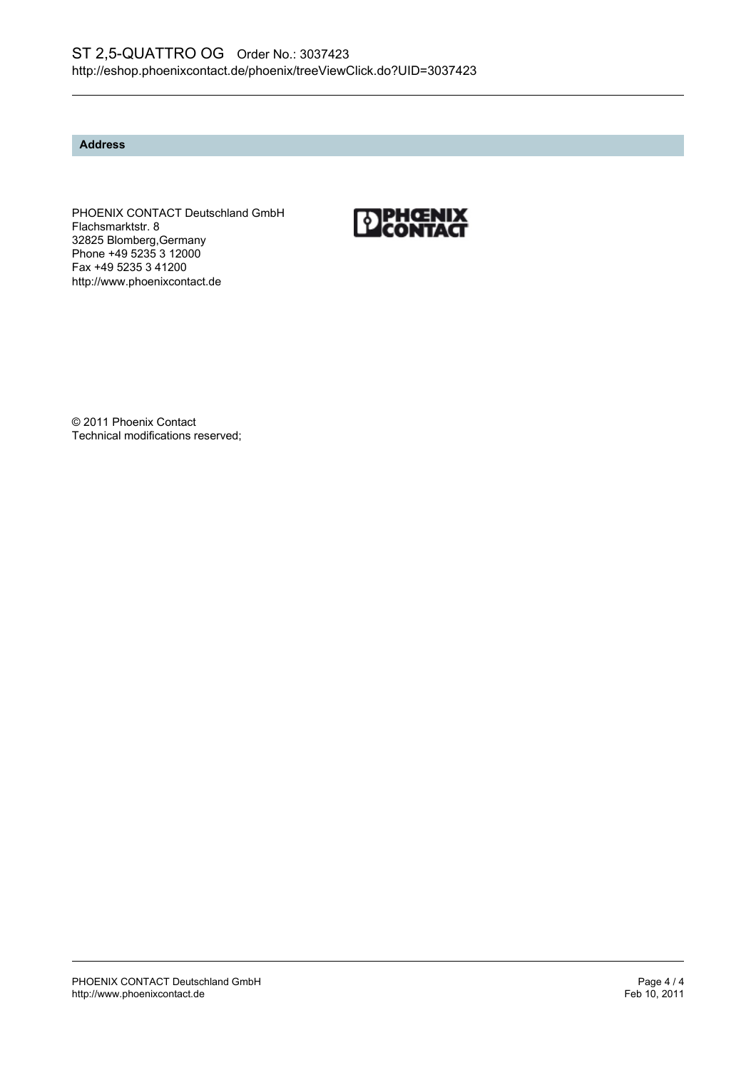## Address

PHOENIX CONTACT Deutschland GmbH
Flachsmarktstr. 8
32825 Blomberg,Germany
Phone +49 5235 3 12000
Fax +49 5235 3 41200
http://www.phoenixcontact.de

© 2011 Phoenix Contact
Technical modifications reserved;